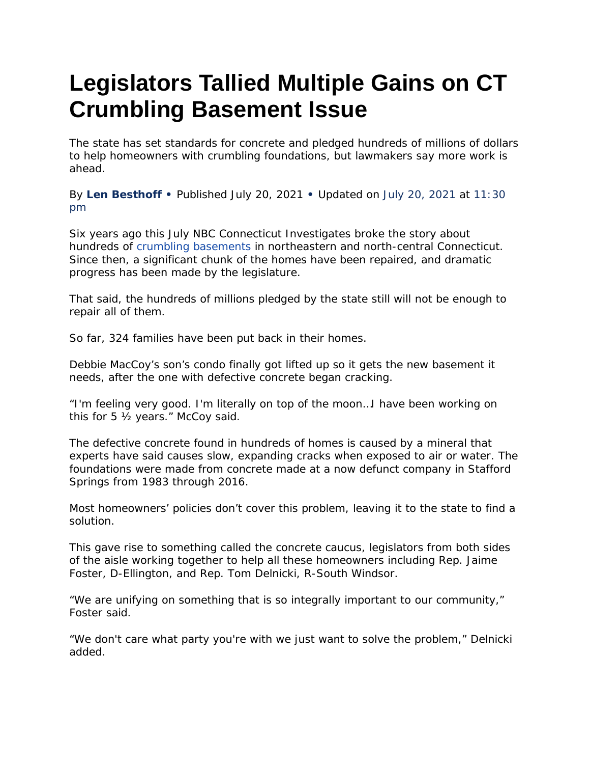# Legislators Tallied Multiple Gains on CT Crumbling Basement Issue

The state has set standards for concrete and pledged hundreds of millions of dollars to help homeowners with crumbling foundations, but lawmakers say more work is ahead.

By **Len Besthoff** • Published July 20, 2021 • Updated on July 20, 2021 at 11:30 pm

Six years ago this July NBC Connecticut Investigates broke the story about hundreds of crumbling basements in northeastern and north-central Connecticut. Since then, a significant chunk of the homes have been repaired, and dramatic progress has been made by the legislature.

That said, the hundreds of millions pledged by the state still will not be enough to repair all of them.

So far, 324 families have been put back in their homes.

Debbie MacCoy's son's condo finally got lifted up so it gets the new basement it needs, after the one with defective concrete began cracking.

"I'm feeling very good. I'm literally on top of the moon…I have been working on this for 5 ½ years." McCoy said.

The defective concrete found in hundreds of homes is caused by a mineral that experts have said causes slow, expanding cracks when exposed to air or water. The foundations were made from concrete made at a now defunct company in Stafford Springs from 1983 through 2016.

Most homeowners' policies don't cover this problem, leaving it to the state to find a solution.

This gave rise to something called the concrete caucus, legislators from both sides of the aisle working together to help all these homeowners including Rep. Jaime Foster, D-Ellington, and Rep. Tom Delnicki, R-South Windsor.

"We are unifying on something that is so integrally important to our community," Foster said.

"We don't care what party you're with we just want to solve the problem," Delnicki added.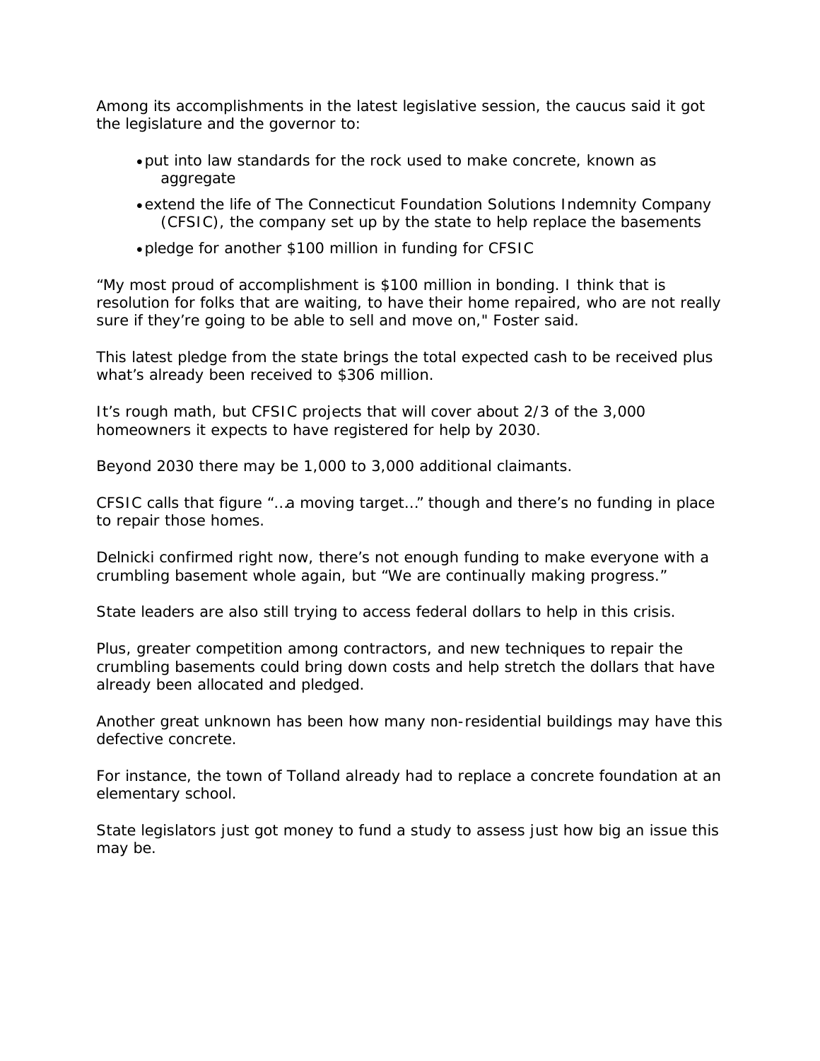Among its accomplishments in the latest legislative session, the caucus said it got the legislature and the governor to:

- put into law standards for the rock used to make concrete, known as aggregate
- extend the life of The Connecticut Foundation Solutions Indemnity Company (CFSIC), the company set up by the state to help replace the basements
- pledge for another $100 million in funding for CFSIC

“My most proud of accomplishment is $100 million in bonding. I think that is resolution for folks that are waiting, to have their home repaired, who are not really sure if they’re going to be able to sell and move on," Foster said.

This latest pledge from the state brings the total expected cash to be received plus what’s already been received to $306 million.

It’s rough math, but CFSIC projects that will cover about 2/3 of the 3,000 homeowners it expects to have registered for help by 2030.

Beyond 2030 there may be 1,000 to 3,000 additional claimants.

CFSIC calls that figure “…a moving target…” though and there’s no funding in place to repair those homes.

Delnicki confirmed right now, there’s not enough funding to make everyone with a crumbling basement whole again, but “We are continually making progress.”

State leaders are also still trying to access federal dollars to help in this crisis.

Plus, greater competition among contractors, and new techniques to repair the crumbling basements could bring down costs and help stretch the dollars that have already been allocated and pledged.

Another great unknown has been how many non-residential buildings may have this defective concrete.

For instance, the town of Tolland already had to replace a concrete foundation at an elementary school.

State legislators just got money to fund a study to assess just how big an issue this may be.